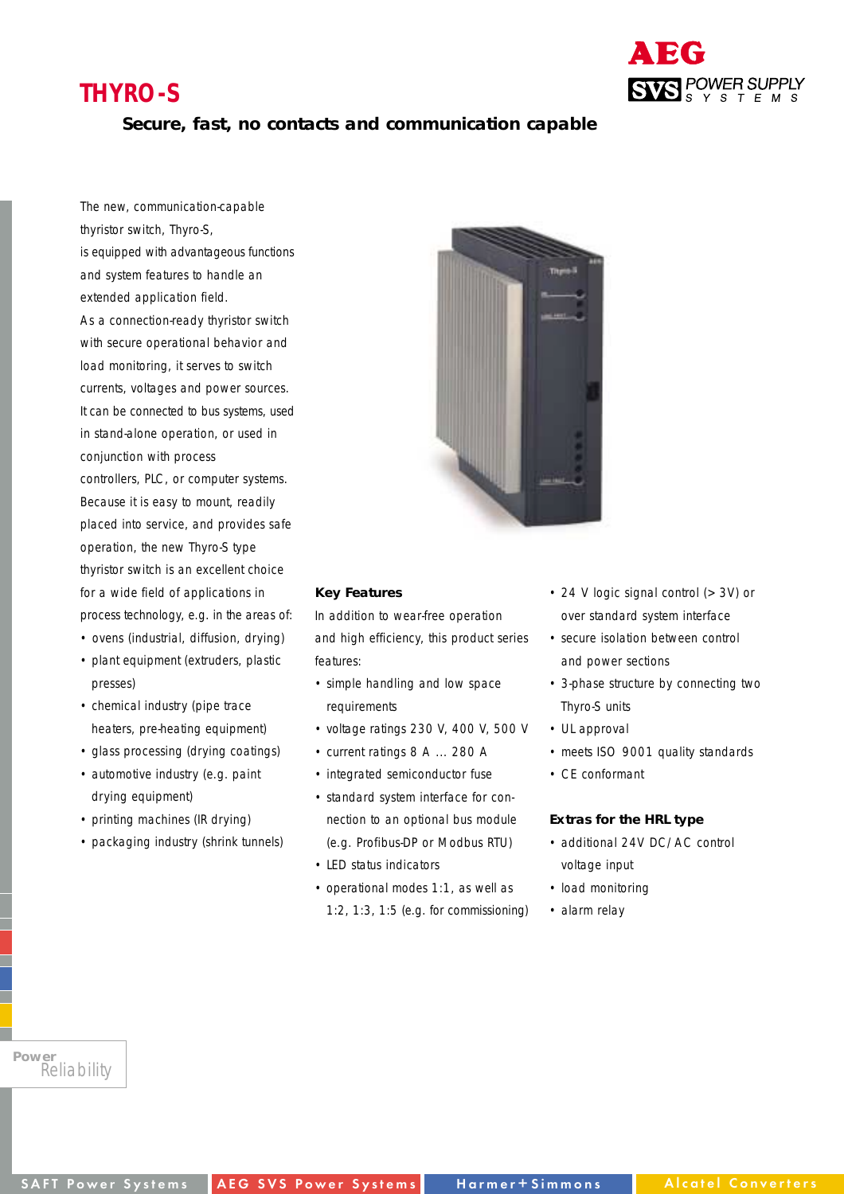# THYRO-S

**Secure, fast, no contacts and communication capable**

The new, communication-capable thyristor switch, Thyro-S, is equipped with advantageous functions and system features to handle an extended application field. As a connection-ready thyristor switch with secure operational behavior and load monitoring, it serves to switch currents, voltages and power sources. It can be connected to bus systems, used in stand-alone operation, or used in conjunction with process controllers, PLC, or computer systems. Because it is easy to mount, readily placed into service, and provides safe operation, the new Thyro-S type thyristor switch is an excellent choice for a wide field of applications in process technology, e.g. in the areas of:

- ovens (industrial, diffusion, drying)
- plant equipment (extruders, plastic presses)
- chemical industry (pipe trace heaters, pre-heating equipment)
- glass processing (drying coatings)
- automotive industry (e.g. paint drying equipment)
- printing machines (IR drying)
- packaging industry (shrink tunnels)

### Key Features

In addition to wear-free operation and high efficiency, this product series features:

- simple handling and low space requirements
- voltage ratings 230 V, 400 V, 500 V
- current ratings 8 A ... 280 A
- integrated semiconductor fuse
- standard system interface for connection to an optional bus module (e.g. Profibus-DP or Modbus RTU)
- LED status indicators
- operational modes 1:1, as well as 1:2, 1:3, 1:5 (e.g. for commissioning)
- 24 V logic signal control (> 3V) or over standard system interface
- secure isolation between control and power sections
- 3-phase structure by connecting two Thyro-S units
- UL approval
- meets ISO 9001 quality standards
- CE conformant

### Extras for the HRL type

- additional 24V DC/AC control voltage input
- load monitoring
- alarm relay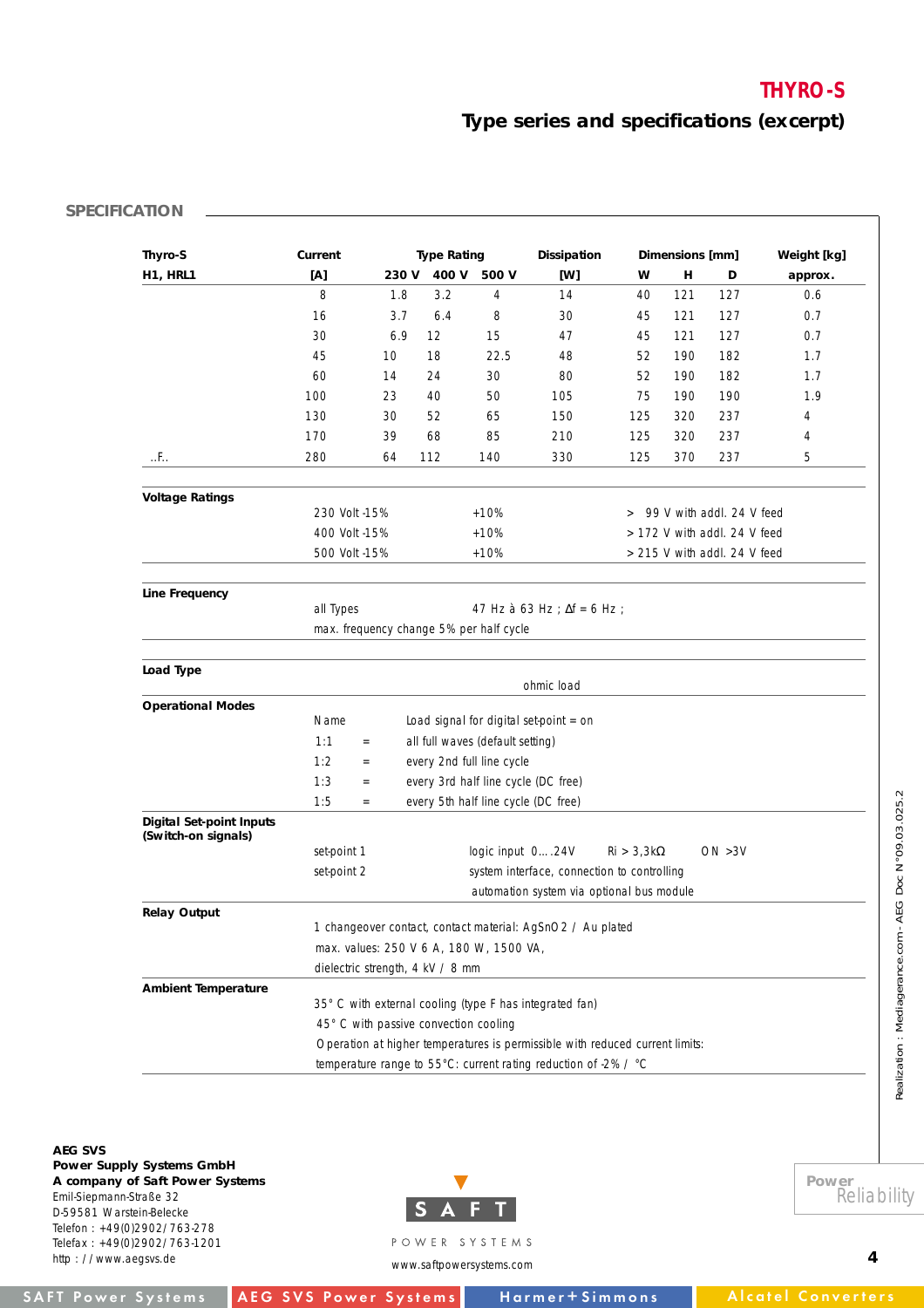# THYRO-S

## Type series and specifications (excerpt)

### SPECIFICATION

| Thyro-S | Current | Type Rating | | | Dissipation | Dimensions [mm] | | | Weight [kg] |
|---|---|---|---|---|---|---|---|---|---|
| H1, HRL1 | [A] | 230 V | 400 V | 500 V | [W] | W | H | D | approx. |
| | 8 | 1.8 | 3.2 | 4 | 14 | 40 | 121 | 127 | 0.6 |
| | 16 | 3.7 | 6.4 | 8 | 30 | 45 | 121 | 127 | 0.7 |
| | 30 | 6.9 | 12 | 15 | 47 | 45 | 121 | 127 | 0.7 |
| | 45 | 10 | 18 | 22.5 | 48 | 52 | 190 | 182 | 1.7 |
| | 60 | 14 | 24 | 30 | 80 | 52 | 190 | 182 | 1.7 |
| | 100 | 23 | 40 | 50 | 105 | 75 | 190 | 190 | 1.9 |
| | 130 | 30 | 52 | 65 | 150 | 125 | 320 | 237 | 4 |
| | 170 | 39 | 68 | 85 | 210 | 125 | 320 | 237 | 4 |
| ..F.. | 280 | 64 | 112 | 140 | 330 | 125 | 370 | 237 | 5 |

**Voltage Ratings**

| | | |
|---|---|---|
| 230 Volt -15% | +10% | > 99 V with addl. 24 V feed |
| 400 Volt -15% | +10% | > 172 V with addl. 24 V feed |
| 500 Volt -15% | +10% | > 215 V with addl. 24 V feed |

**Line Frequency**

all Types 47 Hz à 63 Hz ; Δf = 6 Hz ;
max. frequency change 5% per half cycle

**Load Type**

ohmic load

**Operational Modes**

| Name | | Load signal for digital set-point = on |
|---|---|---|
| 1:1 | = | all full waves (default setting) |
| 1:2 | = | every 2nd full line cycle |
| 1:3 | = | every 3rd half line cycle (DC free) |
| 1:5 | = | every 5th half line cycle (DC free) |

**Digital Set-point Inputs (Switch-on signals)**

set-point 1 logic input 0….24V Ri > 3,3kΩ ON >3V
set-point 2 system interface, connection to controlling automation system via optional bus module

**Relay Output**

1 changeover contact, contact material: AgSnO2 / Au plated
max. values: 250 V 6 A, 180 W, 1500 VA,
dielectric strength, 4 kV / 8 mm

**Ambient Temperature**

35° C with external cooling (type F has integrated fan)
45° C with passive convection cooling
Operation at higher temperatures is permissible with reduced current limits:
temperature range to 55°C: current rating reduction of -2% / °C

**AEG SVS**
**Power Supply Systems GmbH**
**A company of Saft Power Systems**
Emil-Siepmann-Straße 32
D-59581 Warstein-Belecke
Telefon : +49(0)2902/763-278
Telefax : +49(0)2902/763-1201
http : //www.aegsvs.de

SAFT POWER SYSTEMS
www.saftpowersystems.com

Power Reliability

Realization : Mediagerance.com - AEG Doc N°09.03.025.2

SAFT Power Systems | AEG SVS Power Systems | Harmer+Simmons | Alcatel Converters